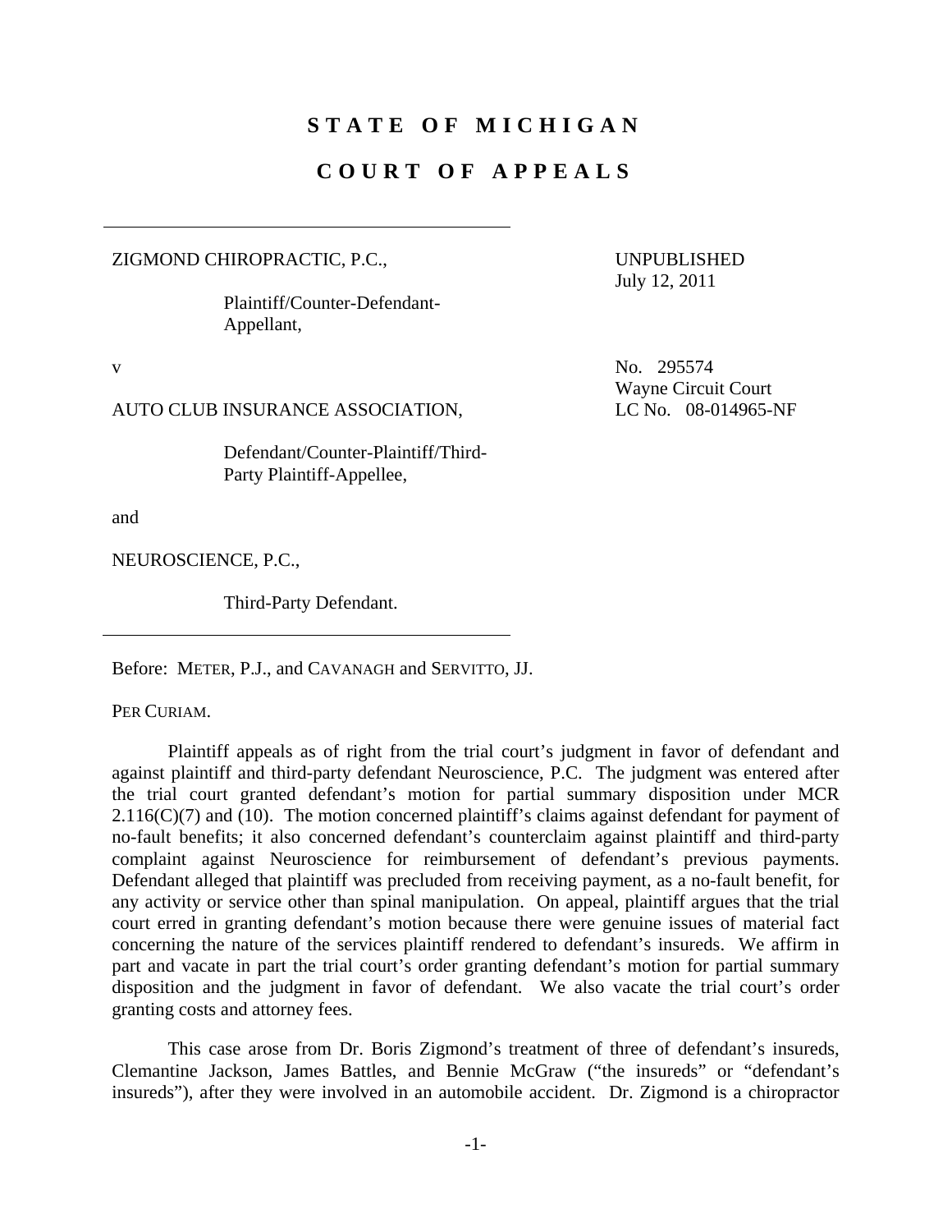# STATE OF MICHIGAN

# COURT OF APPEALS

ZIGMOND CHIROPRACTIC, P.C.,

Plaintiff/Counter-Defendant-Appellant,

UNPUBLISHED
July 12, 2011

v

No. 295574
Wayne Circuit Court
LC No. 08-014965-NF

AUTO CLUB INSURANCE ASSOCIATION,

Defendant/Counter-Plaintiff/Third-Party Plaintiff-Appellee,

and

NEUROSCIENCE, P.C.,

Third-Party Defendant.

Before: METER, P.J., and CAVANAGH and SERVITTO, JJ.

PER CURIAM.

Plaintiff appeals as of right from the trial court's judgment in favor of defendant and against plaintiff and third-party defendant Neuroscience, P.C. The judgment was entered after the trial court granted defendant's motion for partial summary disposition under MCR 2.116(C)(7) and (10). The motion concerned plaintiff's claims against defendant for payment of no-fault benefits; it also concerned defendant's counterclaim against plaintiff and third-party complaint against Neuroscience for reimbursement of defendant's previous payments. Defendant alleged that plaintiff was precluded from receiving payment, as a no-fault benefit, for any activity or service other than spinal manipulation. On appeal, plaintiff argues that the trial court erred in granting defendant's motion because there were genuine issues of material fact concerning the nature of the services plaintiff rendered to defendant's insureds. We affirm in part and vacate in part the trial court's order granting defendant's motion for partial summary disposition and the judgment in favor of defendant. We also vacate the trial court's order granting costs and attorney fees.

This case arose from Dr. Boris Zigmond's treatment of three of defendant's insureds, Clemantine Jackson, James Battles, and Bennie McGraw ("the insureds" or "defendant's insureds"), after they were involved in an automobile accident. Dr. Zigmond is a chiropractor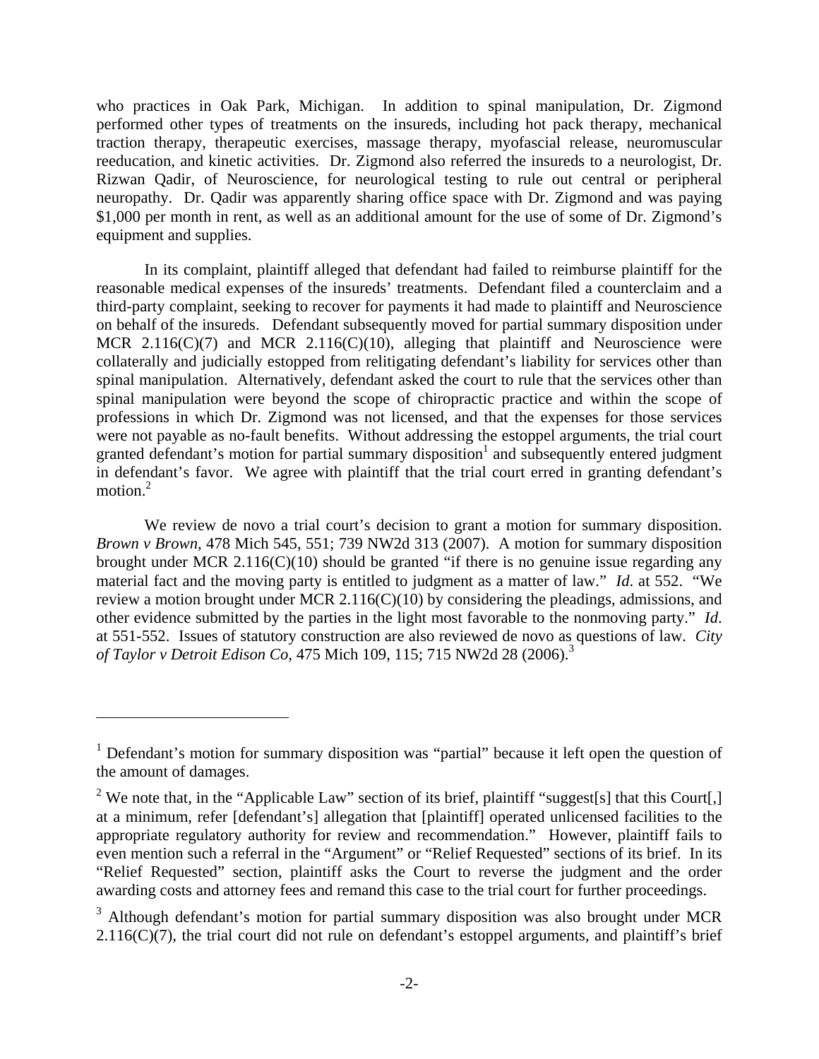who practices in Oak Park, Michigan. In addition to spinal manipulation, Dr. Zigmond performed other types of treatments on the insureds, including hot pack therapy, mechanical traction therapy, therapeutic exercises, massage therapy, myofascial release, neuromuscular reeducation, and kinetic activities. Dr. Zigmond also referred the insureds to a neurologist, Dr. Rizwan Qadir, of Neuroscience, for neurological testing to rule out central or peripheral neuropathy. Dr. Qadir was apparently sharing office space with Dr. Zigmond and was paying $1,000 per month in rent, as well as an additional amount for the use of some of Dr. Zigmond's equipment and supplies.

In its complaint, plaintiff alleged that defendant had failed to reimburse plaintiff for the reasonable medical expenses of the insureds' treatments. Defendant filed a counterclaim and a third-party complaint, seeking to recover for payments it had made to plaintiff and Neuroscience on behalf of the insureds. Defendant subsequently moved for partial summary disposition under MCR 2.116(C)(7) and MCR 2.116(C)(10), alleging that plaintiff and Neuroscience were collaterally and judicially estopped from relitigating defendant's liability for services other than spinal manipulation. Alternatively, defendant asked the court to rule that the services other than spinal manipulation were beyond the scope of chiropractic practice and within the scope of professions in which Dr. Zigmond was not licensed, and that the expenses for those services were not payable as no-fault benefits. Without addressing the estoppel arguments, the trial court granted defendant's motion for partial summary disposition[1] and subsequently entered judgment in defendant's favor. We agree with plaintiff that the trial court erred in granting defendant's motion.[2]

We review de novo a trial court's decision to grant a motion for summary disposition. *Brown v Brown*, 478 Mich 545, 551; 739 NW2d 313 (2007). A motion for summary disposition brought under MCR 2.116(C)(10) should be granted "if there is no genuine issue regarding any material fact and the moving party is entitled to judgment as a matter of law." *Id*. at 552. "We review a motion brought under MCR 2.116(C)(10) by considering the pleadings, admissions, and other evidence submitted by the parties in the light most favorable to the nonmoving party." *Id*. at 551-552. Issues of statutory construction are also reviewed de novo as questions of law. *City of Taylor v Detroit Edison Co*, 475 Mich 109, 115; 715 NW2d 28 (2006).[3]

---

[1] Defendant's motion for summary disposition was "partial" because it left open the question of the amount of damages.

[2] We note that, in the "Applicable Law" section of its brief, plaintiff "suggest[s] that this Court[,] at a minimum, refer [defendant's] allegation that [plaintiff] operated unlicensed facilities to the appropriate regulatory authority for review and recommendation." However, plaintiff fails to even mention such a referral in the "Argument" or "Relief Requested" sections of its brief. In its "Relief Requested" section, plaintiff asks the Court to reverse the judgment and the order awarding costs and attorney fees and remand this case to the trial court for further proceedings.

[3] Although defendant's motion for partial summary disposition was also brought under MCR 2.116(C)(7), the trial court did not rule on defendant's estoppel arguments, and plaintiff's brief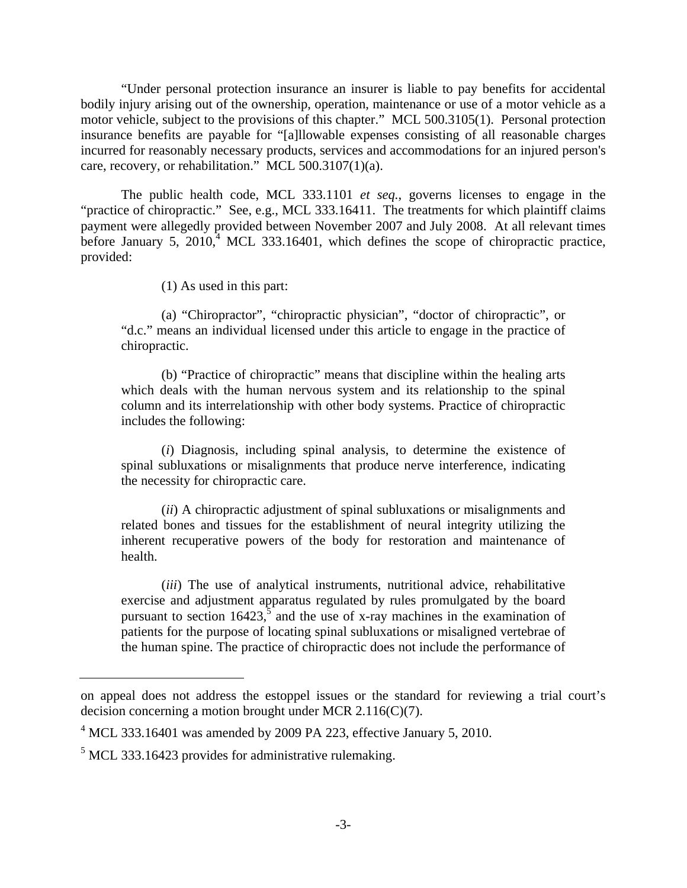"Under personal protection insurance an insurer is liable to pay benefits for accidental bodily injury arising out of the ownership, operation, maintenance or use of a motor vehicle as a motor vehicle, subject to the provisions of this chapter." MCL 500.3105(1). Personal protection insurance benefits are payable for "[a]llowable expenses consisting of all reasonable charges incurred for reasonably necessary products, services and accommodations for an injured person's care, recovery, or rehabilitation." MCL 500.3107(1)(a).

The public health code, MCL 333.1101 *et seq.*, governs licenses to engage in the "practice of chiropractic." See, e.g., MCL 333.16411. The treatments for which plaintiff claims payment were allegedly provided between November 2007 and July 2008. At all relevant times before January 5, 2010,[4] MCL 333.16401, which defines the scope of chiropractic practice, provided:

> (1) As used in this part:
>
> (a) "Chiropractor", "chiropractic physician", "doctor of chiropractic", or "d.c." means an individual licensed under this article to engage in the practice of chiropractic.
>
> (b) "Practice of chiropractic" means that discipline within the healing arts which deals with the human nervous system and its relationship to the spinal column and its interrelationship with other body systems. Practice of chiropractic includes the following:
>
> (*i*) Diagnosis, including spinal analysis, to determine the existence of spinal subluxations or misalignments that produce nerve interference, indicating the necessity for chiropractic care.
>
> (*ii*) A chiropractic adjustment of spinal subluxations or misalignments and related bones and tissues for the establishment of neural integrity utilizing the inherent recuperative powers of the body for restoration and maintenance of health.
>
> (*iii*) The use of analytical instruments, nutritional advice, rehabilitative exercise and adjustment apparatus regulated by rules promulgated by the board pursuant to section 16423,[5] and the use of x-ray machines in the examination of patients for the purpose of locating spinal subluxations or misaligned vertebrae of the human spine. The practice of chiropractic does not include the performance of

---

on appeal does not address the estoppel issues or the standard for reviewing a trial court's decision concerning a motion brought under MCR 2.116(C)(7).

[4] MCL 333.16401 was amended by 2009 PA 223, effective January 5, 2010.

[5] MCL 333.16423 provides for administrative rulemaking.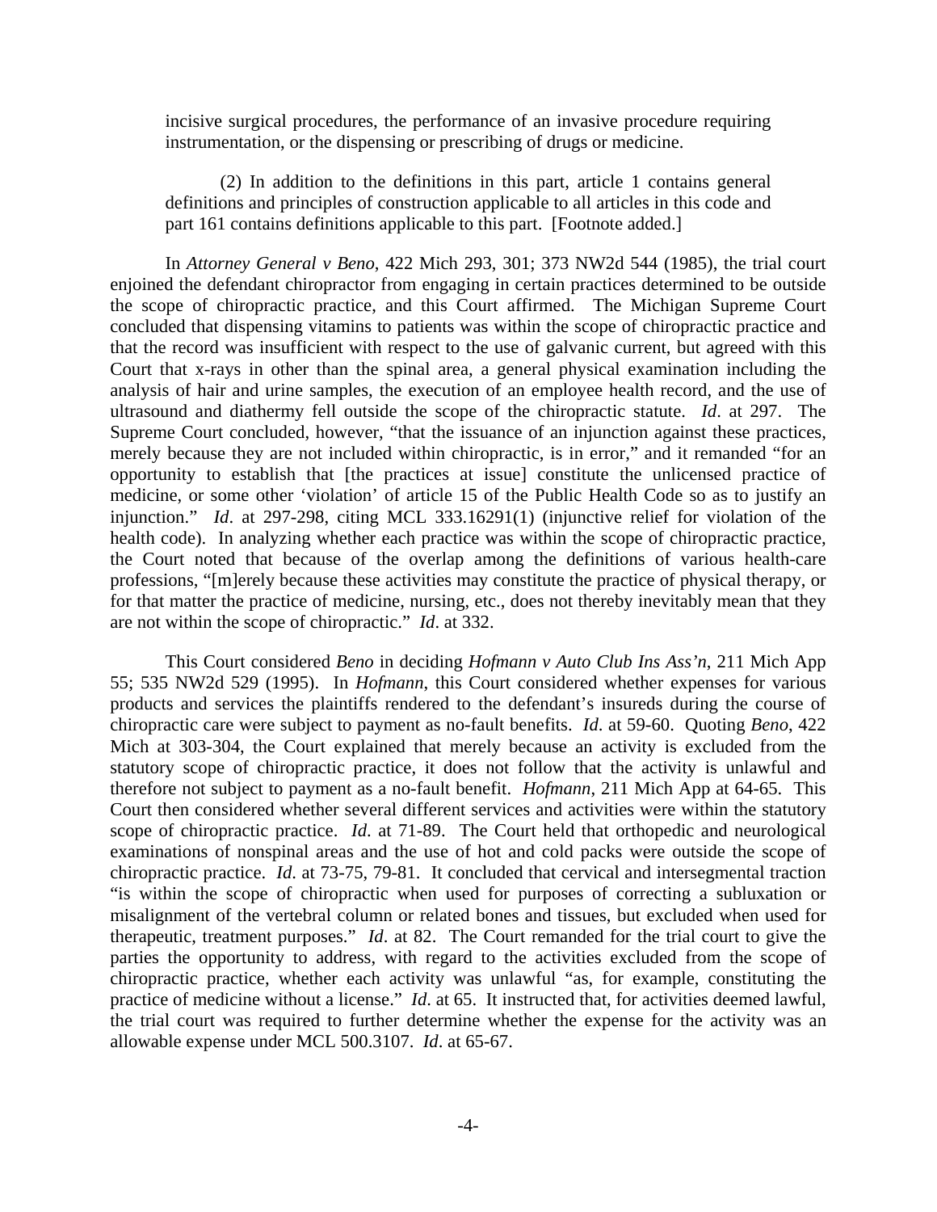incisive surgical procedures, the performance of an invasive procedure requiring instrumentation, or the dispensing or prescribing of drugs or medicine.

(2) In addition to the definitions in this part, article 1 contains general definitions and principles of construction applicable to all articles in this code and part 161 contains definitions applicable to this part. [Footnote added.]

In *Attorney General v Beno*, 422 Mich 293, 301; 373 NW2d 544 (1985), the trial court enjoined the defendant chiropractor from engaging in certain practices determined to be outside the scope of chiropractic practice, and this Court affirmed. The Michigan Supreme Court concluded that dispensing vitamins to patients was within the scope of chiropractic practice and that the record was insufficient with respect to the use of galvanic current, but agreed with this Court that x-rays in other than the spinal area, a general physical examination including the analysis of hair and urine samples, the execution of an employee health record, and the use of ultrasound and diathermy fell outside the scope of the chiropractic statute. *Id*. at 297. The Supreme Court concluded, however, "that the issuance of an injunction against these practices, merely because they are not included within chiropractic, is in error," and it remanded "for an opportunity to establish that [the practices at issue] constitute the unlicensed practice of medicine, or some other 'violation' of article 15 of the Public Health Code so as to justify an injunction." *Id*. at 297-298, citing MCL 333.16291(1) (injunctive relief for violation of the health code). In analyzing whether each practice was within the scope of chiropractic practice, the Court noted that because of the overlap among the definitions of various health-care professions, "[m]erely because these activities may constitute the practice of physical therapy, or for that matter the practice of medicine, nursing, etc., does not thereby inevitably mean that they are not within the scope of chiropractic." *Id*. at 332.

This Court considered *Beno* in deciding *Hofmann v Auto Club Ins Ass'n*, 211 Mich App 55; 535 NW2d 529 (1995). In *Hofmann*, this Court considered whether expenses for various products and services the plaintiffs rendered to the defendant's insureds during the course of chiropractic care were subject to payment as no-fault benefits. *Id*. at 59-60. Quoting *Beno*, 422 Mich at 303-304, the Court explained that merely because an activity is excluded from the statutory scope of chiropractic practice, it does not follow that the activity is unlawful and therefore not subject to payment as a no-fault benefit. *Hofmann*, 211 Mich App at 64-65. This Court then considered whether several different services and activities were within the statutory scope of chiropractic practice. *Id*. at 71-89. The Court held that orthopedic and neurological examinations of nonspinal areas and the use of hot and cold packs were outside the scope of chiropractic practice. *Id*. at 73-75, 79-81. It concluded that cervical and intersegmental traction "is within the scope of chiropractic when used for purposes of correcting a subluxation or misalignment of the vertebral column or related bones and tissues, but excluded when used for therapeutic, treatment purposes." *Id*. at 82. The Court remanded for the trial court to give the parties the opportunity to address, with regard to the activities excluded from the scope of chiropractic practice, whether each activity was unlawful "as, for example, constituting the practice of medicine without a license." *Id*. at 65. It instructed that, for activities deemed lawful, the trial court was required to further determine whether the expense for the activity was an allowable expense under MCL 500.3107. *Id*. at 65-67.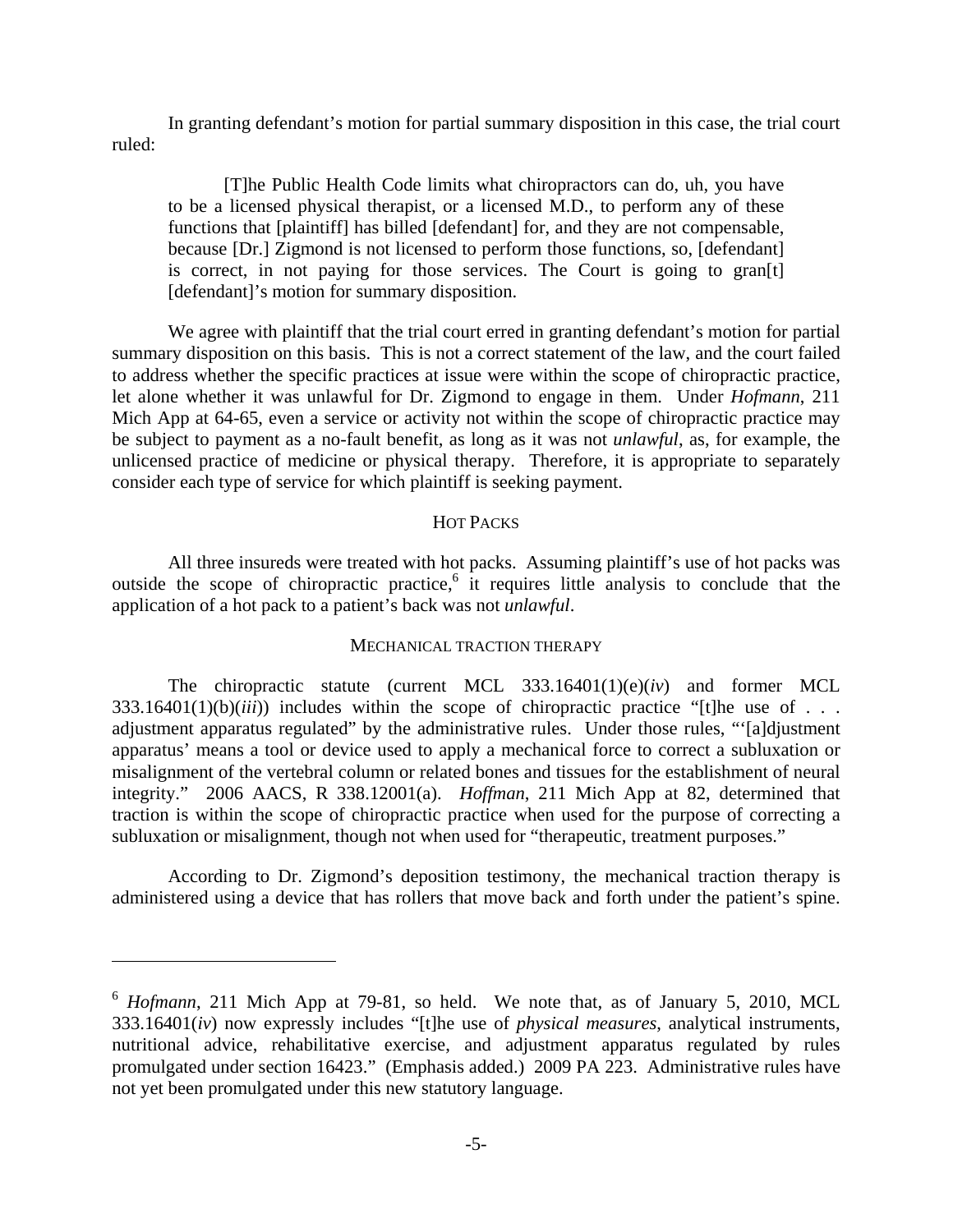In granting defendant's motion for partial summary disposition in this case, the trial court ruled:

> [T]he Public Health Code limits what chiropractors can do, uh, you have to be a licensed physical therapist, or a licensed M.D., to perform any of these functions that [plaintiff] has billed [defendant] for, and they are not compensable, because [Dr.] Zigmond is not licensed to perform those functions, so, [defendant] is correct, in not paying for those services. The Court is going to gran[t] [defendant]'s motion for summary disposition.

We agree with plaintiff that the trial court erred in granting defendant's motion for partial summary disposition on this basis. This is not a correct statement of the law, and the court failed to address whether the specific practices at issue were within the scope of chiropractic practice, let alone whether it was unlawful for Dr. Zigmond to engage in them. Under *Hofmann*, 211 Mich App at 64-65, even a service or activity not within the scope of chiropractic practice may be subject to payment as a no-fault benefit, as long as it was not *unlawful*, as, for example, the unlicensed practice of medicine or physical therapy. Therefore, it is appropriate to separately consider each type of service for which plaintiff is seeking payment.

## HOT PACKS

All three insureds were treated with hot packs. Assuming plaintiff's use of hot packs was outside the scope of chiropractic practice,[6] it requires little analysis to conclude that the application of a hot pack to a patient's back was not *unlawful*.

## MECHANICAL TRACTION THERAPY

The chiropractic statute (current MCL 333.16401(1)(e)(*iv*) and former MCL 333.16401(1)(b)(*iii*)) includes within the scope of chiropractic practice "[t]he use of . . . adjustment apparatus regulated" by the administrative rules. Under those rules, "'[a]djustment apparatus' means a tool or device used to apply a mechanical force to correct a subluxation or misalignment of the vertebral column or related bones and tissues for the establishment of neural integrity." 2006 AACS, R 338.12001(a). *Hoffman*, 211 Mich App at 82, determined that traction is within the scope of chiropractic practice when used for the purpose of correcting a subluxation or misalignment, though not when used for "therapeutic, treatment purposes."

According to Dr. Zigmond's deposition testimony, the mechanical traction therapy is administered using a device that has rollers that move back and forth under the patient's spine.

---

[6] *Hofmann*, 211 Mich App at 79-81, so held. We note that, as of January 5, 2010, MCL 333.16401(*iv*) now expressly includes "[t]he use of *physical measures*, analytical instruments, nutritional advice, rehabilitative exercise, and adjustment apparatus regulated by rules promulgated under section 16423." (Emphasis added.) 2009 PA 223. Administrative rules have not yet been promulgated under this new statutory language.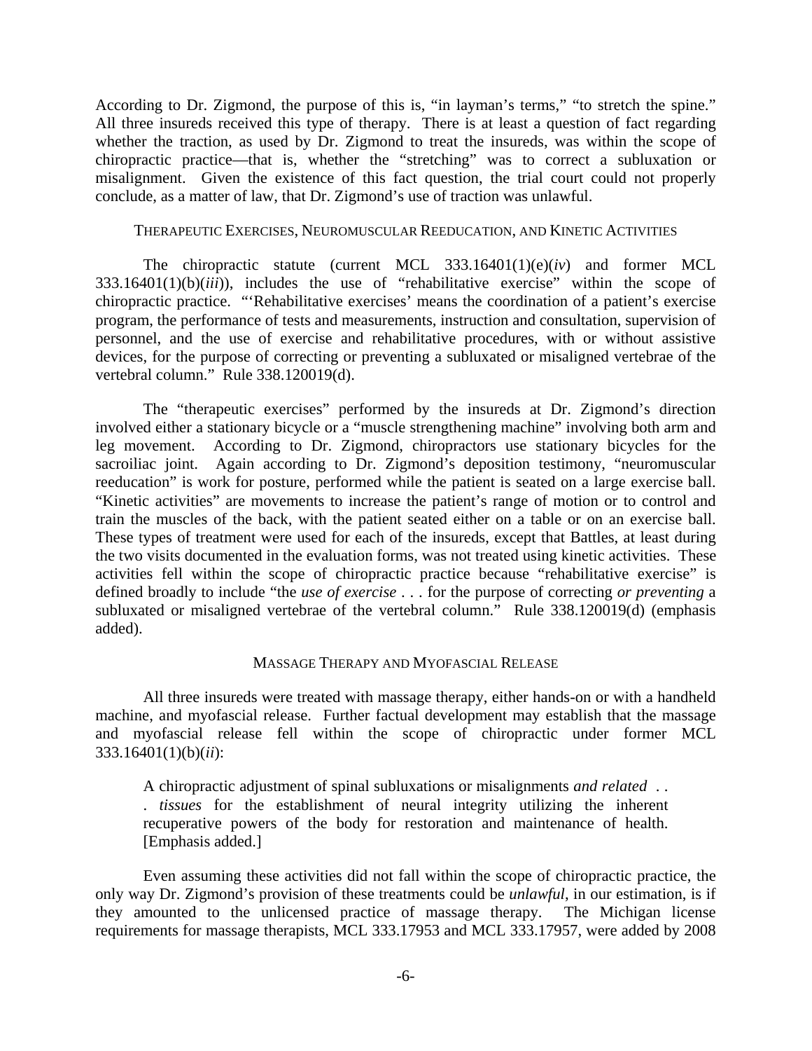According to Dr. Zigmond, the purpose of this is, "in layman's terms," "to stretch the spine." All three insureds received this type of therapy. There is at least a question of fact regarding whether the traction, as used by Dr. Zigmond to treat the insureds, was within the scope of chiropractic practice—that is, whether the "stretching" was to correct a subluxation or misalignment. Given the existence of this fact question, the trial court could not properly conclude, as a matter of law, that Dr. Zigmond's use of traction was unlawful.

### THERAPEUTIC EXERCISES, NEUROMUSCULAR REEDUCATION, AND KINETIC ACTIVITIES

The chiropractic statute (current MCL 333.16401(1)(e)(*iv*) and former MCL 333.16401(1)(b)(*iii*)), includes the use of "rehabilitative exercise" within the scope of chiropractic practice. "'Rehabilitative exercises' means the coordination of a patient's exercise program, the performance of tests and measurements, instruction and consultation, supervision of personnel, and the use of exercise and rehabilitative procedures, with or without assistive devices, for the purpose of correcting or preventing a subluxated or misaligned vertebrae of the vertebral column." Rule 338.120019(d).

The "therapeutic exercises" performed by the insureds at Dr. Zigmond's direction involved either a stationary bicycle or a "muscle strengthening machine" involving both arm and leg movement. According to Dr. Zigmond, chiropractors use stationary bicycles for the sacroiliac joint. Again according to Dr. Zigmond's deposition testimony, "neuromuscular reeducation" is work for posture, performed while the patient is seated on a large exercise ball. "Kinetic activities" are movements to increase the patient's range of motion or to control and train the muscles of the back, with the patient seated either on a table or on an exercise ball. These types of treatment were used for each of the insureds, except that Battles, at least during the two visits documented in the evaluation forms, was not treated using kinetic activities. These activities fell within the scope of chiropractic practice because "rehabilitative exercise" is defined broadly to include "the *use of exercise* . . . for the purpose of correcting *or preventing* a subluxated or misaligned vertebrae of the vertebral column." Rule 338.120019(d) (emphasis added).

### MASSAGE THERAPY AND MYOFASCIAL RELEASE

All three insureds were treated with massage therapy, either hands-on or with a handheld machine, and myofascial release. Further factual development may establish that the massage and myofascial release fell within the scope of chiropractic under former MCL 333.16401(1)(b)(*ii*):

> A chiropractic adjustment of spinal subluxations or misalignments *and related . . . tissues* for the establishment of neural integrity utilizing the inherent recuperative powers of the body for restoration and maintenance of health. [Emphasis added.]

Even assuming these activities did not fall within the scope of chiropractic practice, the only way Dr. Zigmond's provision of these treatments could be *unlawful*, in our estimation, is if they amounted to the unlicensed practice of massage therapy. The Michigan license requirements for massage therapists, MCL 333.17953 and MCL 333.17957, were added by 2008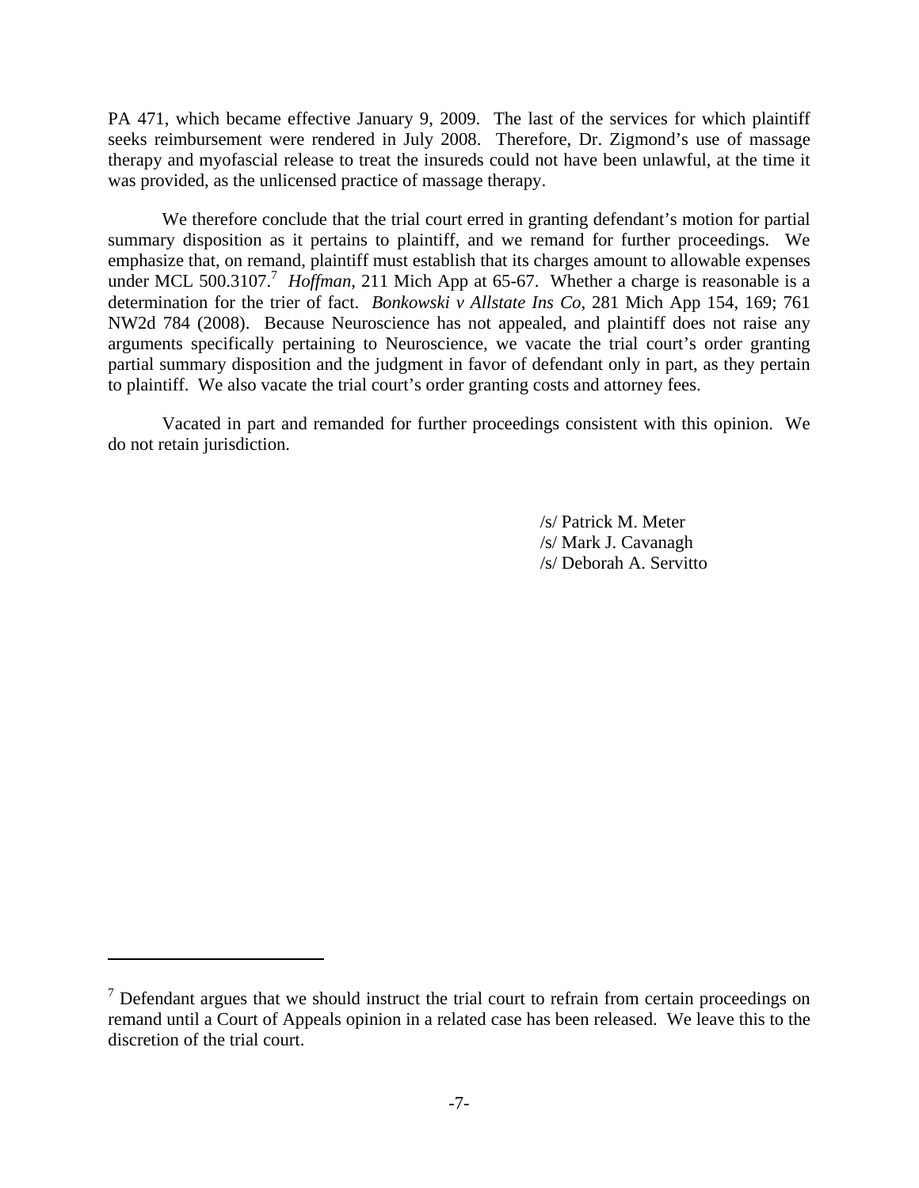PA 471, which became effective January 9, 2009. The last of the services for which plaintiff seeks reimbursement were rendered in July 2008. Therefore, Dr. Zigmond's use of massage therapy and myofascial release to treat the insureds could not have been unlawful, at the time it was provided, as the unlicensed practice of massage therapy.

We therefore conclude that the trial court erred in granting defendant's motion for partial summary disposition as it pertains to plaintiff, and we remand for further proceedings. We emphasize that, on remand, plaintiff must establish that its charges amount to allowable expenses under MCL 500.3107.[7] *Hoffman*, 211 Mich App at 65-67. Whether a charge is reasonable is a determination for the trier of fact. *Bonkowski v Allstate Ins Co*, 281 Mich App 154, 169; 761 NW2d 784 (2008). Because Neuroscience has not appealed, and plaintiff does not raise any arguments specifically pertaining to Neuroscience, we vacate the trial court's order granting partial summary disposition and the judgment in favor of defendant only in part, as they pertain to plaintiff. We also vacate the trial court's order granting costs and attorney fees.

Vacated in part and remanded for further proceedings consistent with this opinion. We do not retain jurisdiction.

/s/ Patrick M. Meter
/s/ Mark J. Cavanagh
/s/ Deborah A. Servitto

---

[7] Defendant argues that we should instruct the trial court to refrain from certain proceedings on remand until a Court of Appeals opinion in a related case has been released. We leave this to the discretion of the trial court.